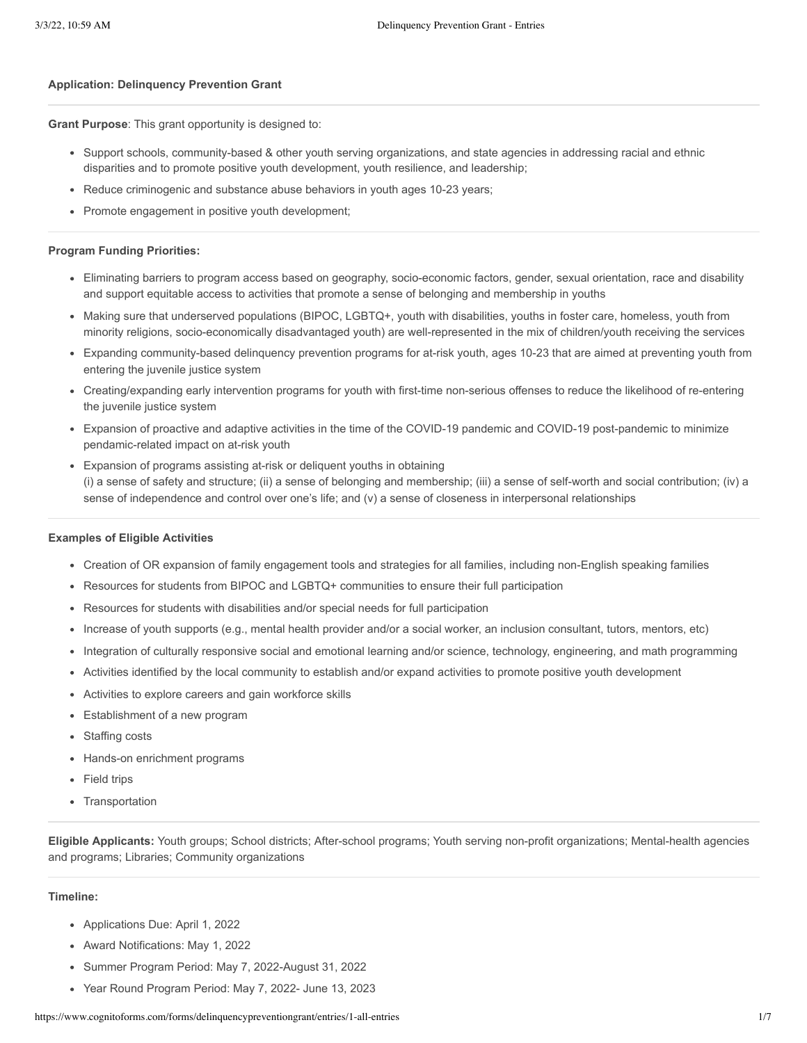**Application: Delinquency Prevention Grant**

---

**Grant Purpose**: This grant opportunity is designed to:

- Support schools, community-based & other youth serving organizations, and state agencies in addressing racial and ethnic disparities and to promote positive youth development, youth resilience, and leadership;
- Reduce criminogenic and substance abuse behaviors in youth ages 10-23 years;
- Promote engagement in positive youth development;

---

**Program Funding Priorities:**

- Eliminating barriers to program access based on geography, socio-economic factors, gender, sexual orientation, race and disability and support equitable access to activities that promote a sense of belonging and membership in youths
- Making sure that underserved populations (BIPOC, LGBTQ+, youth with disabilities, youths in foster care, homeless, youth from minority religions, socio-economically disadvantaged youth) are well-represented in the mix of children/youth receiving the services
- Expanding community-based delinquency prevention programs for at-risk youth, ages 10-23 that are aimed at preventing youth from entering the juvenile justice system
- Creating/expanding early intervention programs for youth with first-time non-serious offenses to reduce the likelihood of re-entering the juvenile justice system
- Expansion of proactive and adaptive activities in the time of the COVID-19 pandemic and COVID-19 post-pandemic to minimize pendamic-related impact on at-risk youth
- Expansion of programs assisting at-risk or deliquent youths in obtaining
  (i) a sense of safety and structure; (ii) a sense of belonging and membership; (iii) a sense of self-worth and social contribution; (iv) a sense of independence and control over one's life; and (v) a sense of closeness in interpersonal relationships

---

**Examples of Eligible Activities**

- Creation of OR expansion of family engagement tools and strategies for all families, including non-English speaking families
- Resources for students from BIPOC and LGBTQ+ communities to ensure their full participation
- Resources for students with disabilities and/or special needs for full participation
- Increase of youth supports (e.g., mental health provider and/or a social worker, an inclusion consultant, tutors, mentors, etc)
- Integration of culturally responsive social and emotional learning and/or science, technology, engineering, and math programming
- Activities identified by the local community to establish and/or expand activities to promote positive youth development
- Activities to explore careers and gain workforce skills
- Establishment of a new program
- Staffing costs
- Hands-on enrichment programs
- Field trips
- Transportation

---

**Eligible Applicants:** Youth groups; School districts; After-school programs; Youth serving non-profit organizations; Mental-health agencies and programs; Libraries; Community organizations

---

**Timeline:**

- Applications Due: April 1, 2022
- Award Notifications: May 1, 2022
- Summer Program Period: May 7, 2022-August 31, 2022
- Year Round Program Period: May 7, 2022- June 13, 2023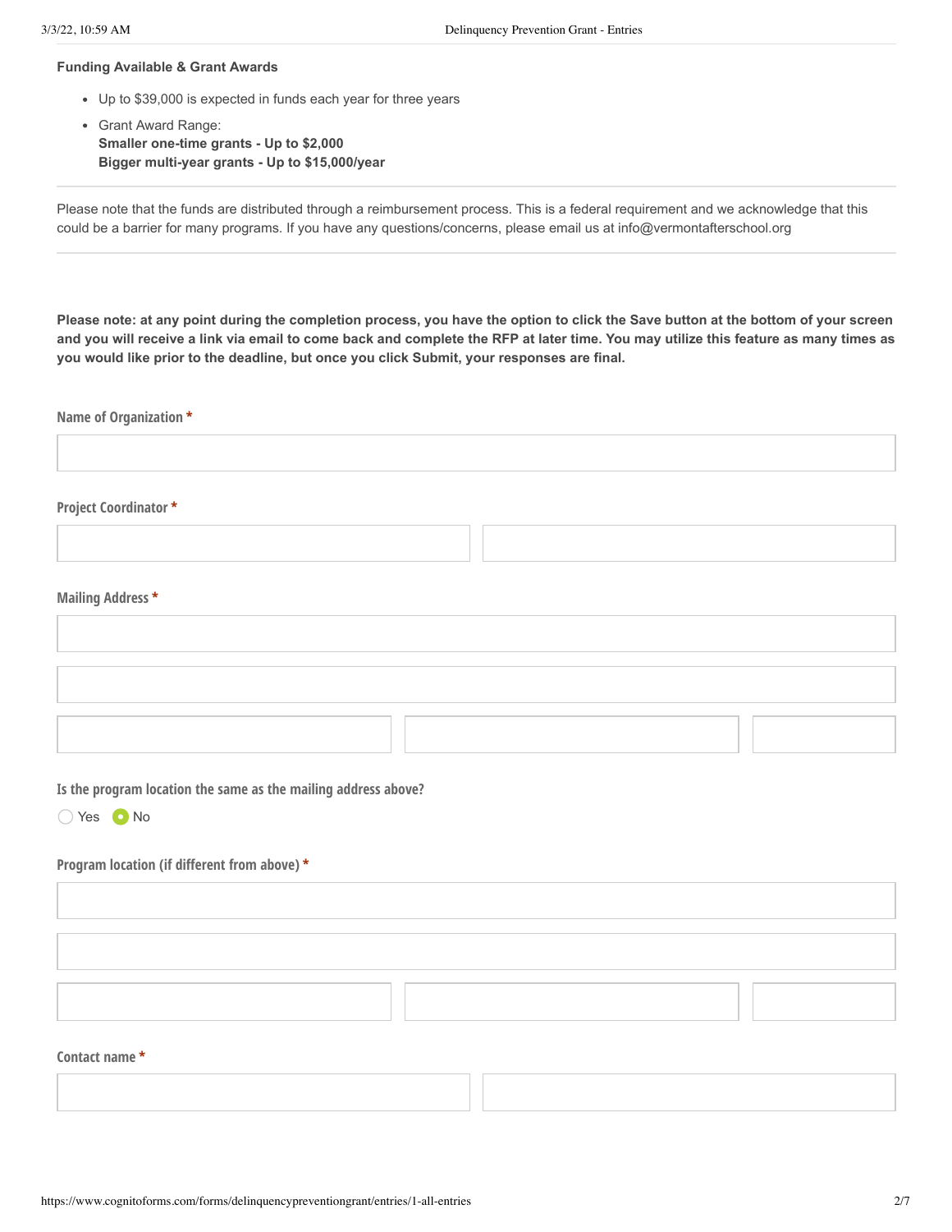**Funding Available & Grant Awards**

- Up to $39,000 is expected in funds each year for three years
- Grant Award Range:
  **Smaller one-time grants - Up to $2,000**
  **Bigger multi-year grants - Up to $15,000/year**

---

Please note that the funds are distributed through a reimbursement process. This is a federal requirement and we acknowledge that this could be a barrier for many programs. If you have any questions/concerns, please email us at info@vermontafterschool.org

---

**Please note: at any point during the completion process, you have the option to click the Save button at the bottom of your screen and you will receive a link via email to come back and complete the RFP at later time. You may utilize this feature as many times as you would like prior to the deadline, but once you click Submit, your responses are final.**

**Name of Organization ***

**Project Coordinator ***

**Mailing Address ***

**Is the program location the same as the mailing address above?**

○ Yes ◉ No

**Program location (if different from above) ***

**Contact name ***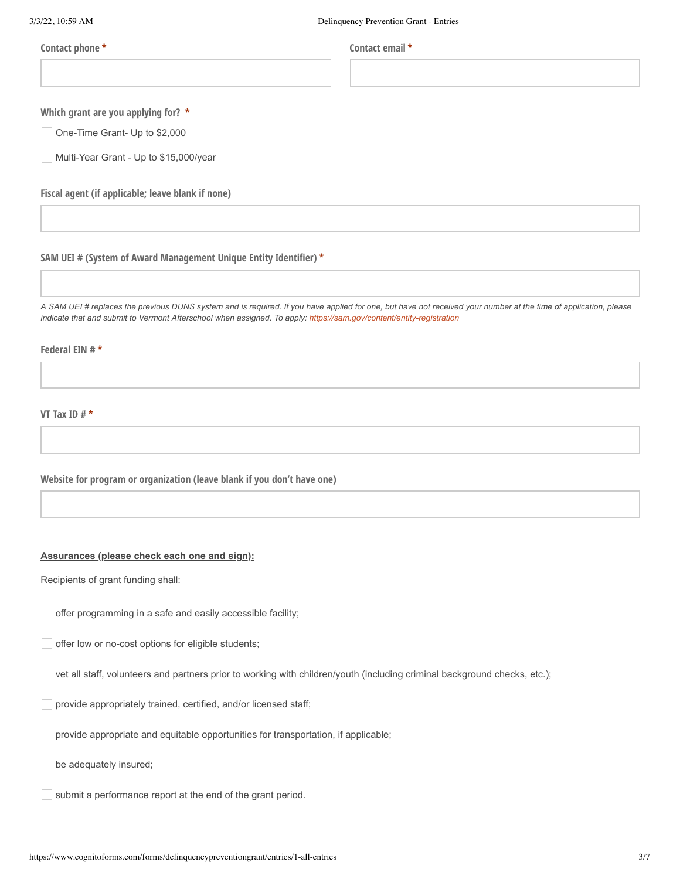**Contact phone** *

**Contact email** *

**Which grant are you applying for?** *

- [ ] One-Time Grant- Up to $2,000
- [ ] Multi-Year Grant - Up to $15,000/year

**Fiscal agent (if applicable; leave blank if none)**

**SAM UEI # (System of Award Management Unique Entity Identifier)** *

*A SAM UEI # replaces the previous DUNS system and is required. If you have applied for one, but have not received your number at the time of application, please indicate that and submit to Vermont Afterschool when assigned. To apply: https://sam.gov/content/entity-registration*

**Federal EIN #** *

**VT Tax ID #** *

**Website for program or organization (leave blank if you don't have one)**

**Assurances (please check each one and sign):**

Recipients of grant funding shall:

- [ ] offer programming in a safe and easily accessible facility;
- [ ] offer low or no-cost options for eligible students;
- [ ] vet all staff, volunteers and partners prior to working with children/youth (including criminal background checks, etc.);
- [ ] provide appropriately trained, certified, and/or licensed staff;
- [ ] provide appropriate and equitable opportunities for transportation, if applicable;
- [ ] be adequately insured;
- [ ] submit a performance report at the end of the grant period.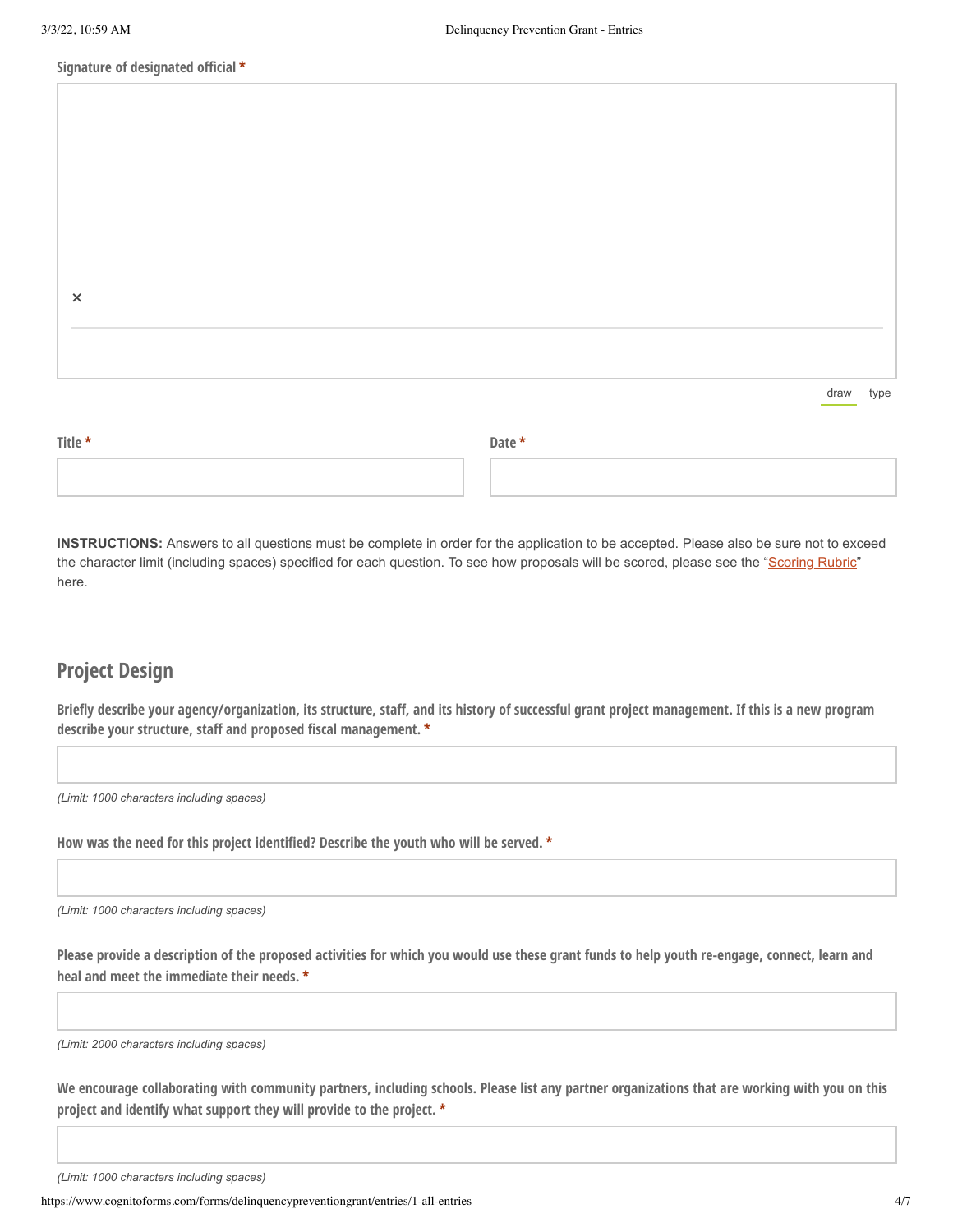**Signature of designated official** *

×

draw type

**Title** *

**Date** *

**INSTRUCTIONS:** Answers to all questions must be complete in order for the application to be accepted. Please also be sure not to exceed the character limit (including spaces) specified for each question. To see how proposals will be scored, please see the "Scoring Rubric" here.

## Project Design

**Briefly describe your agency/organization, its structure, staff, and its history of successful grant project management. If this is a new program describe your structure, staff and proposed fiscal management.** *

*(Limit: 1000 characters including spaces)*

**How was the need for this project identified? Describe the youth who will be served.** *

*(Limit: 1000 characters including spaces)*

**Please provide a description of the proposed activities for which you would use these grant funds to help youth re-engage, connect, learn and heal and meet the immediate their needs.** *

*(Limit: 2000 characters including spaces)*

**We encourage collaborating with community partners, including schools. Please list any partner organizations that are working with you on this project and identify what support they will provide to the project.** *

*(Limit: 1000 characters including spaces)*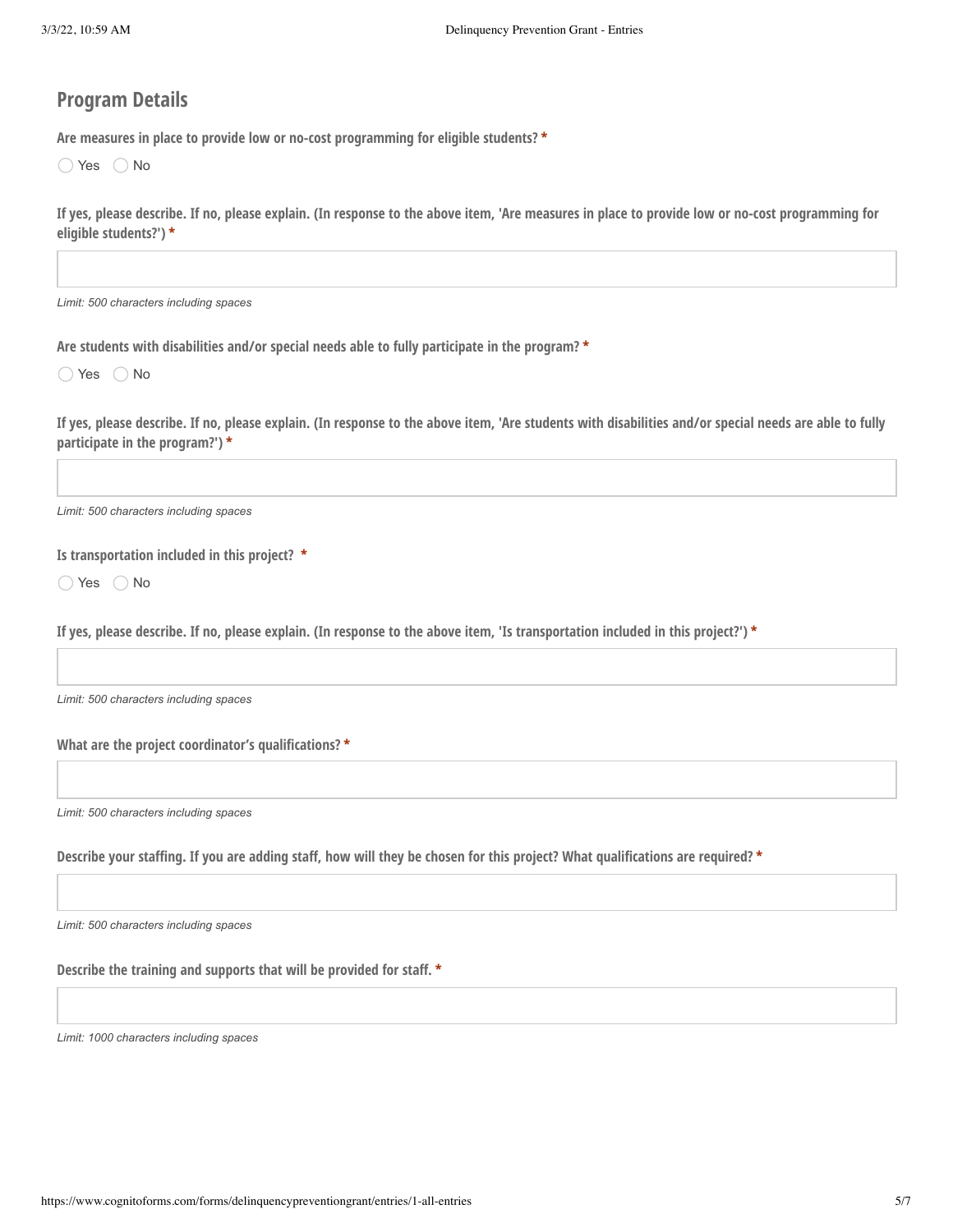## Program Details

**Are measures in place to provide low or no-cost programming for eligible students? ***

◯ Yes ◯ No

**If yes, please describe. If no, please explain. (In response to the above item, 'Are measures in place to provide low or no-cost programming for eligible students?') ***

*Limit: 500 characters including spaces*

**Are students with disabilities and/or special needs able to fully participate in the program? ***

◯ Yes ◯ No

**If yes, please describe. If no, please explain. (In response to the above item, 'Are students with disabilities and/or special needs are able to fully participate in the program?') ***

*Limit: 500 characters including spaces*

**Is transportation included in this project? ***

◯ Yes ◯ No

**If yes, please describe. If no, please explain. (In response to the above item, 'Is transportation included in this project?') ***

*Limit: 500 characters including spaces*

**What are the project coordinator's qualifications? ***

*Limit: 500 characters including spaces*

**Describe your staffing. If you are adding staff, how will they be chosen for this project? What qualifications are required? ***

*Limit: 500 characters including spaces*

**Describe the training and supports that will be provided for staff. ***

*Limit: 1000 characters including spaces*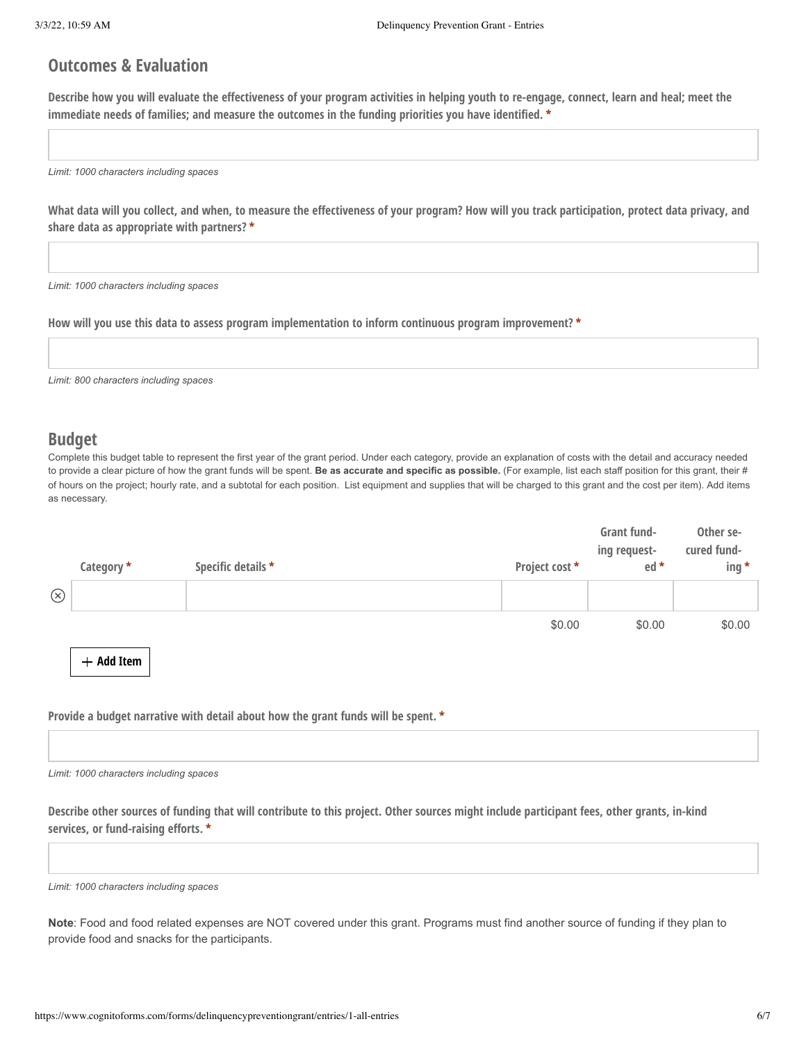## Outcomes & Evaluation

**Describe how you will evaluate the effectiveness of your program activities in helping youth to re-engage, connect, learn and heal; meet the immediate needs of families; and measure the outcomes in the funding priorities you have identified. ***

*Limit: 1000 characters including spaces*

**What data will you collect, and when, to measure the effectiveness of your program? How will you track participation, protect data privacy, and share data as appropriate with partners? ***

*Limit: 1000 characters including spaces*

**How will you use this data to assess program implementation to inform continuous program improvement? ***

*Limit: 800 characters including spaces*

## Budget

Complete this budget table to represent the first year of the grant period. Under each category, provide an explanation of costs with the detail and accuracy needed to provide a clear picture of how the grant funds will be spent. **Be as accurate and specific as possible.** (For example, list each staff position for this grant, their # of hours on the project; hourly rate, and a subtotal for each position. List equipment and supplies that will be charged to this grant and the cost per item). Add items as necessary.

| Category * | Specific details * | Project cost * | Grant funding requested * | Other secured funding * |
|---|---|---|---|---|
| | | | | |
| | | $0.00 | $0.00 | $0.00 |

+ Add Item

**Provide a budget narrative with detail about how the grant funds will be spent. ***

*Limit: 1000 characters including spaces*

**Describe other sources of funding that will contribute to this project. Other sources might include participant fees, other grants, in-kind services, or fund-raising efforts. ***

*Limit: 1000 characters including spaces*

**Note**: Food and food related expenses are NOT covered under this grant. Programs must find another source of funding if they plan to provide food and snacks for the participants.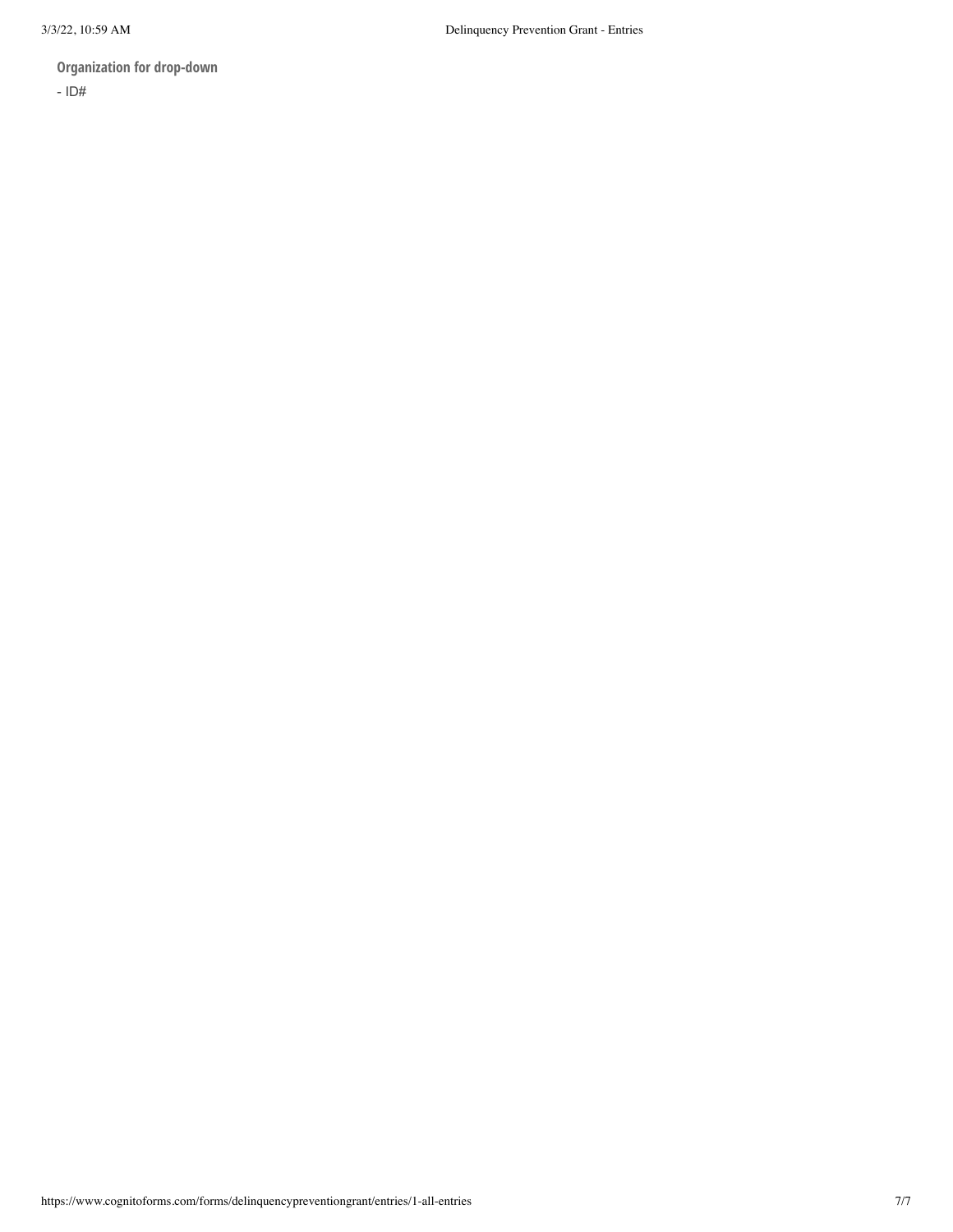**Organization for drop-down**

- ID#